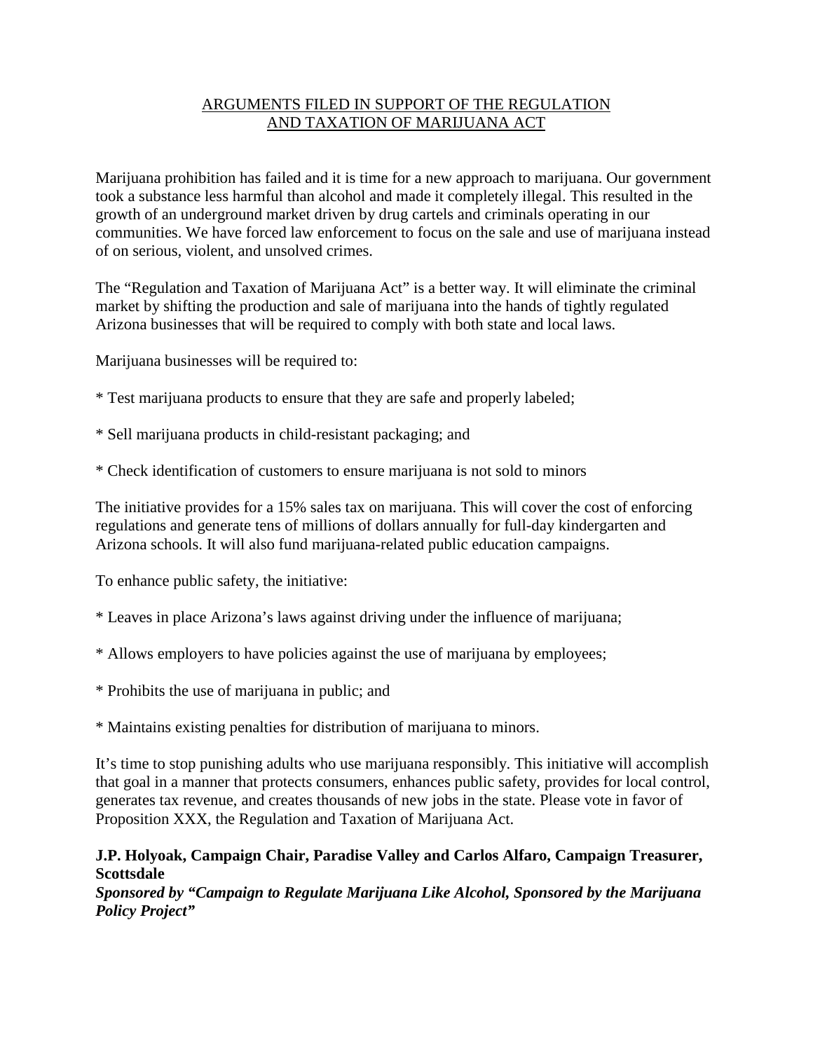# ARGUMENTS FILED IN SUPPORT OF THE REGULATION AND TAXATION OF MARIJUANA ACT

Marijuana prohibition has failed and it is time for a new approach to marijuana. Our government took a substance less harmful than alcohol and made it completely illegal. This resulted in the growth of an underground market driven by drug cartels and criminals operating in our communities. We have forced law enforcement to focus on the sale and use of marijuana instead of on serious, violent, and unsolved crimes.

The "Regulation and Taxation of Marijuana Act" is a better way. It will eliminate the criminal market by shifting the production and sale of marijuana into the hands of tightly regulated Arizona businesses that will be required to comply with both state and local laws.

Marijuana businesses will be required to:

* Test marijuana products to ensure that they are safe and properly labeled;

* Sell marijuana products in child-resistant packaging; and

* Check identification of customers to ensure marijuana is not sold to minors

The initiative provides for a 15% sales tax on marijuana. This will cover the cost of enforcing regulations and generate tens of millions of dollars annually for full-day kindergarten and Arizona schools. It will also fund marijuana-related public education campaigns.

To enhance public safety, the initiative:

* Leaves in place Arizona's laws against driving under the influence of marijuana;

* Allows employers to have policies against the use of marijuana by employees;

* Prohibits the use of marijuana in public; and

* Maintains existing penalties for distribution of marijuana to minors.

It's time to stop punishing adults who use marijuana responsibly. This initiative will accomplish that goal in a manner that protects consumers, enhances public safety, provides for local control, generates tax revenue, and creates thousands of new jobs in the state. Please vote in favor of Proposition XXX, the Regulation and Taxation of Marijuana Act.

**J.P. Holyoak, Campaign Chair, Paradise Valley and Carlos Alfaro, Campaign Treasurer, Scottsdale**
***Sponsored by "Campaign to Regulate Marijuana Like Alcohol, Sponsored by the Marijuana Policy Project"***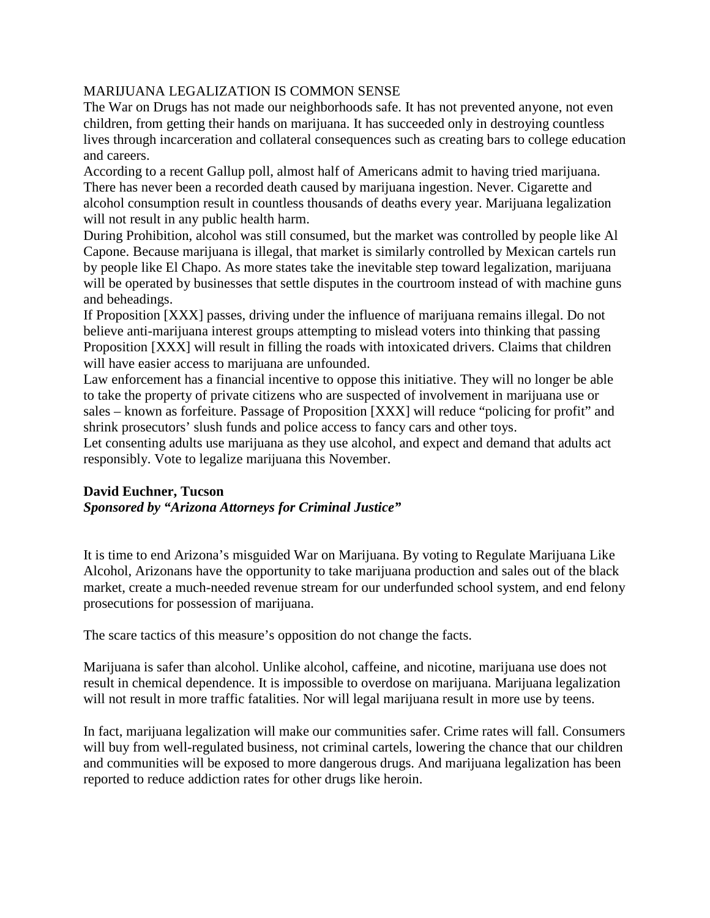MARIJUANA LEGALIZATION IS COMMON SENSE

The War on Drugs has not made our neighborhoods safe. It has not prevented anyone, not even children, from getting their hands on marijuana. It has succeeded only in destroying countless lives through incarceration and collateral consequences such as creating bars to college education and careers.

According to a recent Gallup poll, almost half of Americans admit to having tried marijuana. There has never been a recorded death caused by marijuana ingestion. Never. Cigarette and alcohol consumption result in countless thousands of deaths every year. Marijuana legalization will not result in any public health harm.

During Prohibition, alcohol was still consumed, but the market was controlled by people like Al Capone. Because marijuana is illegal, that market is similarly controlled by Mexican cartels run by people like El Chapo. As more states take the inevitable step toward legalization, marijuana will be operated by businesses that settle disputes in the courtroom instead of with machine guns and beheadings.

If Proposition [XXX] passes, driving under the influence of marijuana remains illegal. Do not believe anti-marijuana interest groups attempting to mislead voters into thinking that passing Proposition [XXX] will result in filling the roads with intoxicated drivers. Claims that children will have easier access to marijuana are unfounded.

Law enforcement has a financial incentive to oppose this initiative. They will no longer be able to take the property of private citizens who are suspected of involvement in marijuana use or sales – known as forfeiture. Passage of Proposition [XXX] will reduce "policing for profit" and shrink prosecutors' slush funds and police access to fancy cars and other toys.

Let consenting adults use marijuana as they use alcohol, and expect and demand that adults act responsibly. Vote to legalize marijuana this November.

**David Euchner, Tucson**
***Sponsored by "Arizona Attorneys for Criminal Justice"***

It is time to end Arizona's misguided War on Marijuana. By voting to Regulate Marijuana Like Alcohol, Arizonans have the opportunity to take marijuana production and sales out of the black market, create a much-needed revenue stream for our underfunded school system, and end felony prosecutions for possession of marijuana.

The scare tactics of this measure's opposition do not change the facts.

Marijuana is safer than alcohol. Unlike alcohol, caffeine, and nicotine, marijuana use does not result in chemical dependence. It is impossible to overdose on marijuana. Marijuana legalization will not result in more traffic fatalities. Nor will legal marijuana result in more use by teens.

In fact, marijuana legalization will make our communities safer. Crime rates will fall. Consumers will buy from well-regulated business, not criminal cartels, lowering the chance that our children and communities will be exposed to more dangerous drugs. And marijuana legalization has been reported to reduce addiction rates for other drugs like heroin.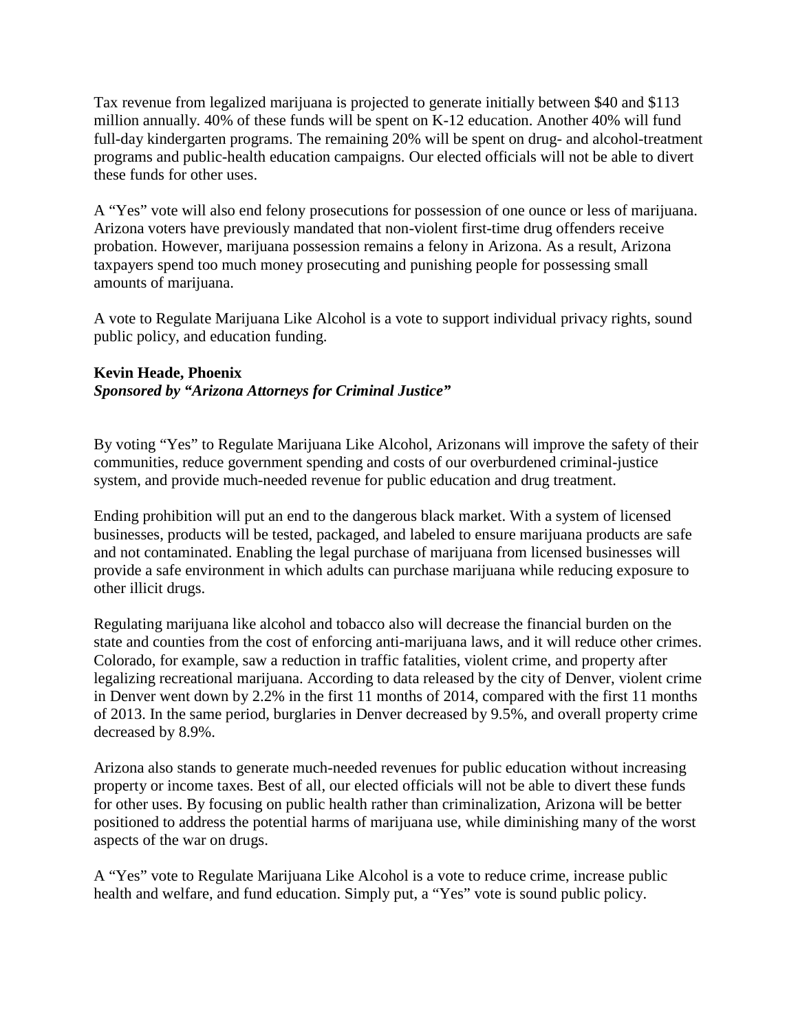Tax revenue from legalized marijuana is projected to generate initially between $40 and $113 million annually. 40% of these funds will be spent on K-12 education. Another 40% will fund full-day kindergarten programs. The remaining 20% will be spent on drug- and alcohol-treatment programs and public-health education campaigns. Our elected officials will not be able to divert these funds for other uses.

A "Yes" vote will also end felony prosecutions for possession of one ounce or less of marijuana. Arizona voters have previously mandated that non-violent first-time drug offenders receive probation. However, marijuana possession remains a felony in Arizona. As a result, Arizona taxpayers spend too much money prosecuting and punishing people for possessing small amounts of marijuana.

A vote to Regulate Marijuana Like Alcohol is a vote to support individual privacy rights, sound public policy, and education funding.

**Kevin Heade, Phoenix**
***Sponsored by "Arizona Attorneys for Criminal Justice"***

By voting "Yes" to Regulate Marijuana Like Alcohol, Arizonans will improve the safety of their communities, reduce government spending and costs of our overburdened criminal-justice system, and provide much-needed revenue for public education and drug treatment.

Ending prohibition will put an end to the dangerous black market. With a system of licensed businesses, products will be tested, packaged, and labeled to ensure marijuana products are safe and not contaminated. Enabling the legal purchase of marijuana from licensed businesses will provide a safe environment in which adults can purchase marijuana while reducing exposure to other illicit drugs.

Regulating marijuana like alcohol and tobacco also will decrease the financial burden on the state and counties from the cost of enforcing anti-marijuana laws, and it will reduce other crimes. Colorado, for example, saw a reduction in traffic fatalities, violent crime, and property after legalizing recreational marijuana. According to data released by the city of Denver, violent crime in Denver went down by 2.2% in the first 11 months of 2014, compared with the first 11 months of 2013. In the same period, burglaries in Denver decreased by 9.5%, and overall property crime decreased by 8.9%.

Arizona also stands to generate much-needed revenues for public education without increasing property or income taxes. Best of all, our elected officials will not be able to divert these funds for other uses. By focusing on public health rather than criminalization, Arizona will be better positioned to address the potential harms of marijuana use, while diminishing many of the worst aspects of the war on drugs.

A "Yes" vote to Regulate Marijuana Like Alcohol is a vote to reduce crime, increase public health and welfare, and fund education. Simply put, a "Yes" vote is sound public policy.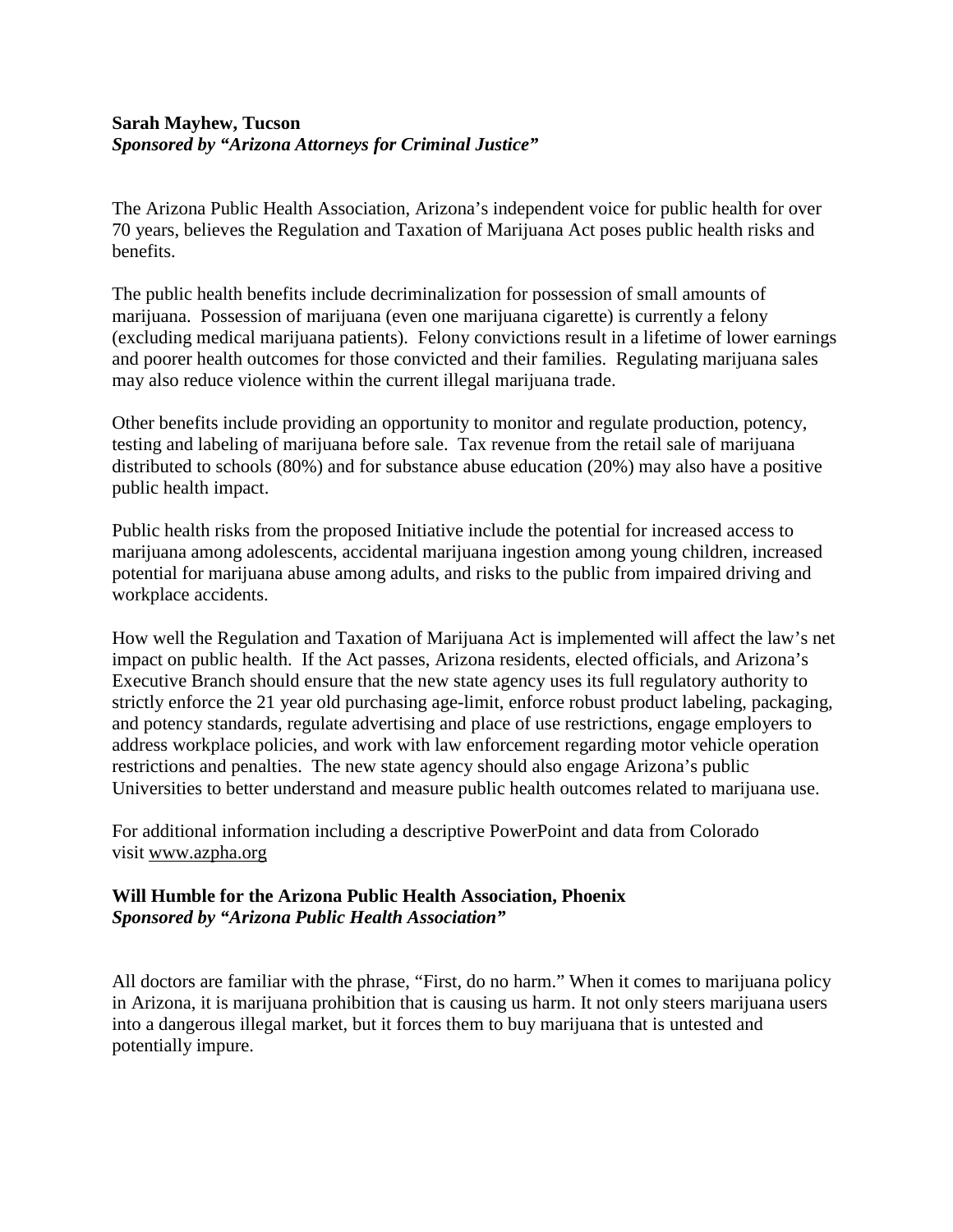**Sarah Mayhew, Tucson**
***Sponsored by "Arizona Attorneys for Criminal Justice"***

The Arizona Public Health Association, Arizona's independent voice for public health for over 70 years, believes the Regulation and Taxation of Marijuana Act poses public health risks and benefits.

The public health benefits include decriminalization for possession of small amounts of marijuana. Possession of marijuana (even one marijuana cigarette) is currently a felony (excluding medical marijuana patients). Felony convictions result in a lifetime of lower earnings and poorer health outcomes for those convicted and their families. Regulating marijuana sales may also reduce violence within the current illegal marijuana trade.

Other benefits include providing an opportunity to monitor and regulate production, potency, testing and labeling of marijuana before sale. Tax revenue from the retail sale of marijuana distributed to schools (80%) and for substance abuse education (20%) may also have a positive public health impact.

Public health risks from the proposed Initiative include the potential for increased access to marijuana among adolescents, accidental marijuana ingestion among young children, increased potential for marijuana abuse among adults, and risks to the public from impaired driving and workplace accidents.

How well the Regulation and Taxation of Marijuana Act is implemented will affect the law's net impact on public health. If the Act passes, Arizona residents, elected officials, and Arizona's Executive Branch should ensure that the new state agency uses its full regulatory authority to strictly enforce the 21 year old purchasing age-limit, enforce robust product labeling, packaging, and potency standards, regulate advertising and place of use restrictions, engage employers to address workplace policies, and work with law enforcement regarding motor vehicle operation restrictions and penalties. The new state agency should also engage Arizona's public Universities to better understand and measure public health outcomes related to marijuana use.

For additional information including a descriptive PowerPoint and data from Colorado visit www.azpha.org

**Will Humble for the Arizona Public Health Association, Phoenix**
***Sponsored by "Arizona Public Health Association"***

All doctors are familiar with the phrase, "First, do no harm." When it comes to marijuana policy in Arizona, it is marijuana prohibition that is causing us harm. It not only steers marijuana users into a dangerous illegal market, but it forces them to buy marijuana that is untested and potentially impure.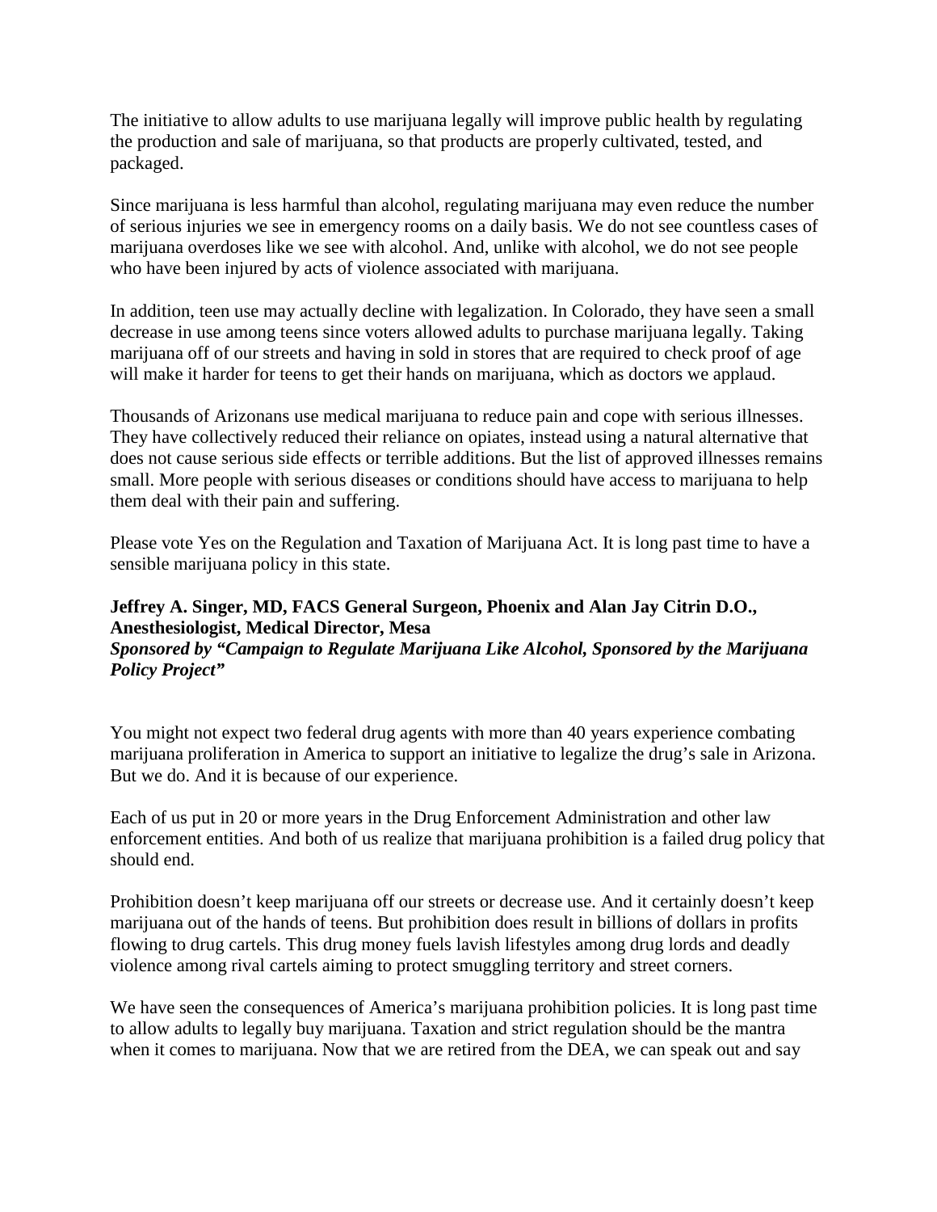The initiative to allow adults to use marijuana legally will improve public health by regulating the production and sale of marijuana, so that products are properly cultivated, tested, and packaged.

Since marijuana is less harmful than alcohol, regulating marijuana may even reduce the number of serious injuries we see in emergency rooms on a daily basis. We do not see countless cases of marijuana overdoses like we see with alcohol. And, unlike with alcohol, we do not see people who have been injured by acts of violence associated with marijuana.

In addition, teen use may actually decline with legalization. In Colorado, they have seen a small decrease in use among teens since voters allowed adults to purchase marijuana legally. Taking marijuana off of our streets and having in sold in stores that are required to check proof of age will make it harder for teens to get their hands on marijuana, which as doctors we applaud.

Thousands of Arizonans use medical marijuana to reduce pain and cope with serious illnesses. They have collectively reduced their reliance on opiates, instead using a natural alternative that does not cause serious side effects or terrible additions. But the list of approved illnesses remains small. More people with serious diseases or conditions should have access to marijuana to help them deal with their pain and suffering.

Please vote Yes on the Regulation and Taxation of Marijuana Act. It is long past time to have a sensible marijuana policy in this state.

**Jeffrey A. Singer, MD, FACS General Surgeon, Phoenix and Alan Jay Citrin D.O., Anesthesiologist, Medical Director, Mesa**
***Sponsored by "Campaign to Regulate Marijuana Like Alcohol, Sponsored by the Marijuana Policy Project"***

You might not expect two federal drug agents with more than 40 years experience combating marijuana proliferation in America to support an initiative to legalize the drug's sale in Arizona. But we do. And it is because of our experience.

Each of us put in 20 or more years in the Drug Enforcement Administration and other law enforcement entities. And both of us realize that marijuana prohibition is a failed drug policy that should end.

Prohibition doesn't keep marijuana off our streets or decrease use. And it certainly doesn't keep marijuana out of the hands of teens. But prohibition does result in billions of dollars in profits flowing to drug cartels. This drug money fuels lavish lifestyles among drug lords and deadly violence among rival cartels aiming to protect smuggling territory and street corners.

We have seen the consequences of America's marijuana prohibition policies. It is long past time to allow adults to legally buy marijuana. Taxation and strict regulation should be the mantra when it comes to marijuana. Now that we are retired from the DEA, we can speak out and say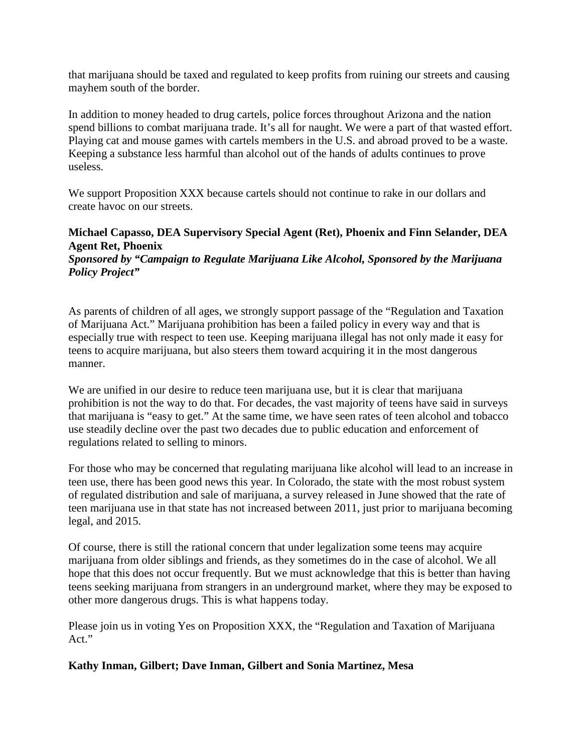that marijuana should be taxed and regulated to keep profits from ruining our streets and causing mayhem south of the border.

In addition to money headed to drug cartels, police forces throughout Arizona and the nation spend billions to combat marijuana trade. It's all for naught. We were a part of that wasted effort. Playing cat and mouse games with cartels members in the U.S. and abroad proved to be a waste. Keeping a substance less harmful than alcohol out of the hands of adults continues to prove useless.

We support Proposition XXX because cartels should not continue to rake in our dollars and create havoc on our streets.

**Michael Capasso, DEA Supervisory Special Agent (Ret), Phoenix and Finn Selander, DEA Agent Ret, Phoenix**
***Sponsored by "Campaign to Regulate Marijuana Like Alcohol, Sponsored by the Marijuana Policy Project"***

As parents of children of all ages, we strongly support passage of the "Regulation and Taxation of Marijuana Act." Marijuana prohibition has been a failed policy in every way and that is especially true with respect to teen use. Keeping marijuana illegal has not only made it easy for teens to acquire marijuana, but also steers them toward acquiring it in the most dangerous manner.

We are unified in our desire to reduce teen marijuana use, but it is clear that marijuana prohibition is not the way to do that. For decades, the vast majority of teens have said in surveys that marijuana is "easy to get." At the same time, we have seen rates of teen alcohol and tobacco use steadily decline over the past two decades due to public education and enforcement of regulations related to selling to minors.

For those who may be concerned that regulating marijuana like alcohol will lead to an increase in teen use, there has been good news this year. In Colorado, the state with the most robust system of regulated distribution and sale of marijuana, a survey released in June showed that the rate of teen marijuana use in that state has not increased between 2011, just prior to marijuana becoming legal, and 2015.

Of course, there is still the rational concern that under legalization some teens may acquire marijuana from older siblings and friends, as they sometimes do in the case of alcohol. We all hope that this does not occur frequently. But we must acknowledge that this is better than having teens seeking marijuana from strangers in an underground market, where they may be exposed to other more dangerous drugs. This is what happens today.

Please join us in voting Yes on Proposition XXX, the "Regulation and Taxation of Marijuana Act."

**Kathy Inman, Gilbert; Dave Inman, Gilbert and Sonia Martinez, Mesa**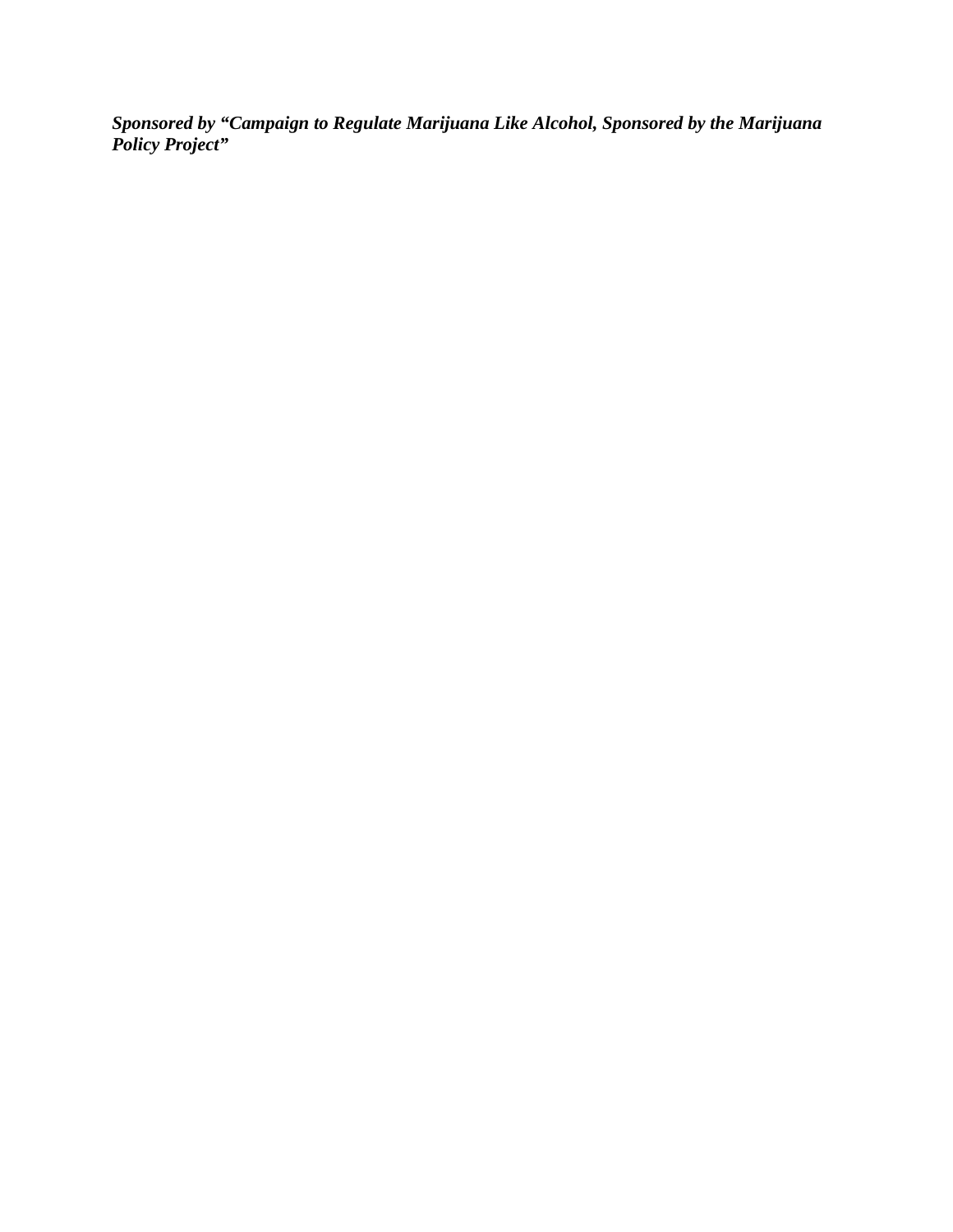***Sponsored by "Campaign to Regulate Marijuana Like Alcohol, Sponsored by the Marijuana Policy Project"***